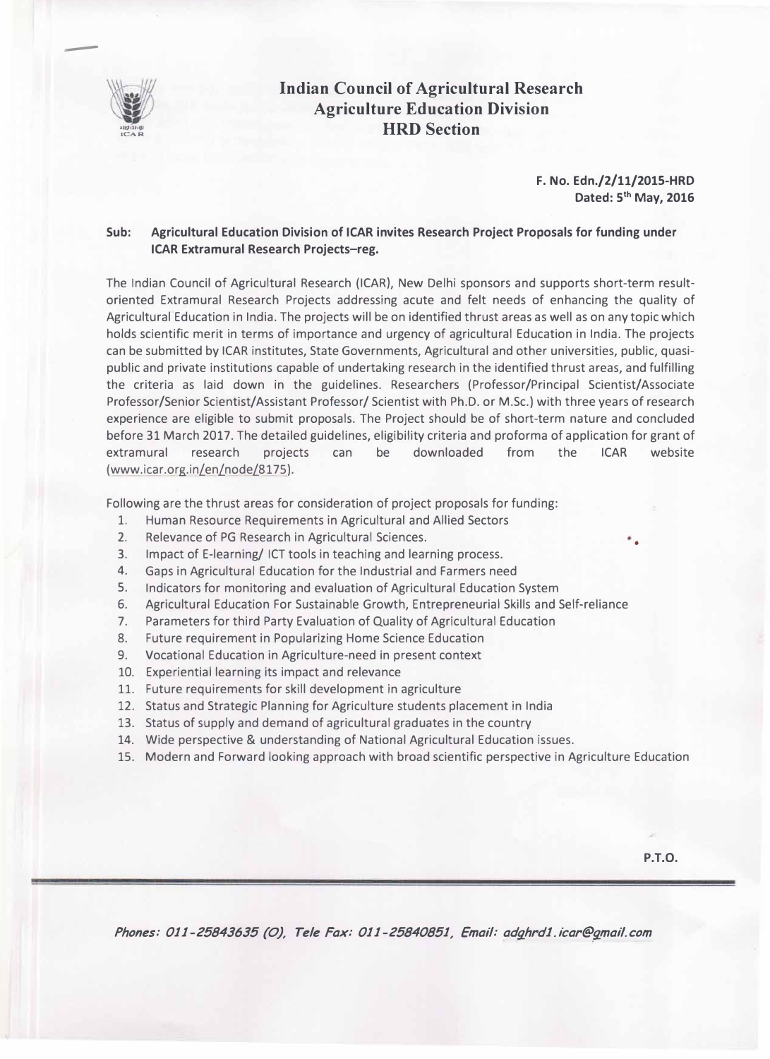# Indian Council of Agricultural Research
## Agriculture Education Division
## HRD Section

**F. No. Edn./2/11/2015-HRD**
**Dated: 5th May, 2016**

**Sub: Agricultural Education Division of ICAR invites Research Project Proposals for funding under ICAR Extramural Research Projects–reg.**

The Indian Council of Agricultural Research (ICAR), New Delhi sponsors and supports short-term result-oriented Extramural Research Projects addressing acute and felt needs of enhancing the quality of Agricultural Education in India. The projects will be on identified thrust areas as well as on any topic which holds scientific merit in terms of importance and urgency of agricultural Education in India. The projects can be submitted by ICAR institutes, State Governments, Agricultural and other universities, public, quasi-public and private institutions capable of undertaking research in the identified thrust areas, and fulfilling the criteria as laid down in the guidelines. Researchers (Professor/Principal Scientist/Associate Professor/Senior Scientist/Assistant Professor/ Scientist with Ph.D. or M.Sc.) with three years of research experience are eligible to submit proposals. The Project should be of short-term nature and concluded before 31 March 2017. The detailed guidelines, eligibility criteria and proforma of application for grant of extramural research projects can be downloaded from the ICAR website (www.icar.org.in/en/node/8175).

Following are the thrust areas for consideration of project proposals for funding:

1. Human Resource Requirements in Agricultural and Allied Sectors
2. Relevance of PG Research in Agricultural Sciences.
3. Impact of E-learning/ ICT tools in teaching and learning process.
4. Gaps in Agricultural Education for the Industrial and Farmers need
5. Indicators for monitoring and evaluation of Agricultural Education System
6. Agricultural Education For Sustainable Growth, Entrepreneurial Skills and Self-reliance
7. Parameters for third Party Evaluation of Quality of Agricultural Education
8. Future requirement in Popularizing Home Science Education
9. Vocational Education in Agriculture-need in present context
10. Experiential learning its impact and relevance
11. Future requirements for skill development in agriculture
12. Status and Strategic Planning for Agriculture students placement in India
13. Status of supply and demand of agricultural graduates in the country
14. Wide perspective & understanding of National Agricultural Education issues.
15. Modern and Forward looking approach with broad scientific perspective in Agriculture Education

**P.T.O.**

*Phones: 011-25843635 (O), Tele Fax: 011-25840851, Email: adghrd1.icar@gmail.com*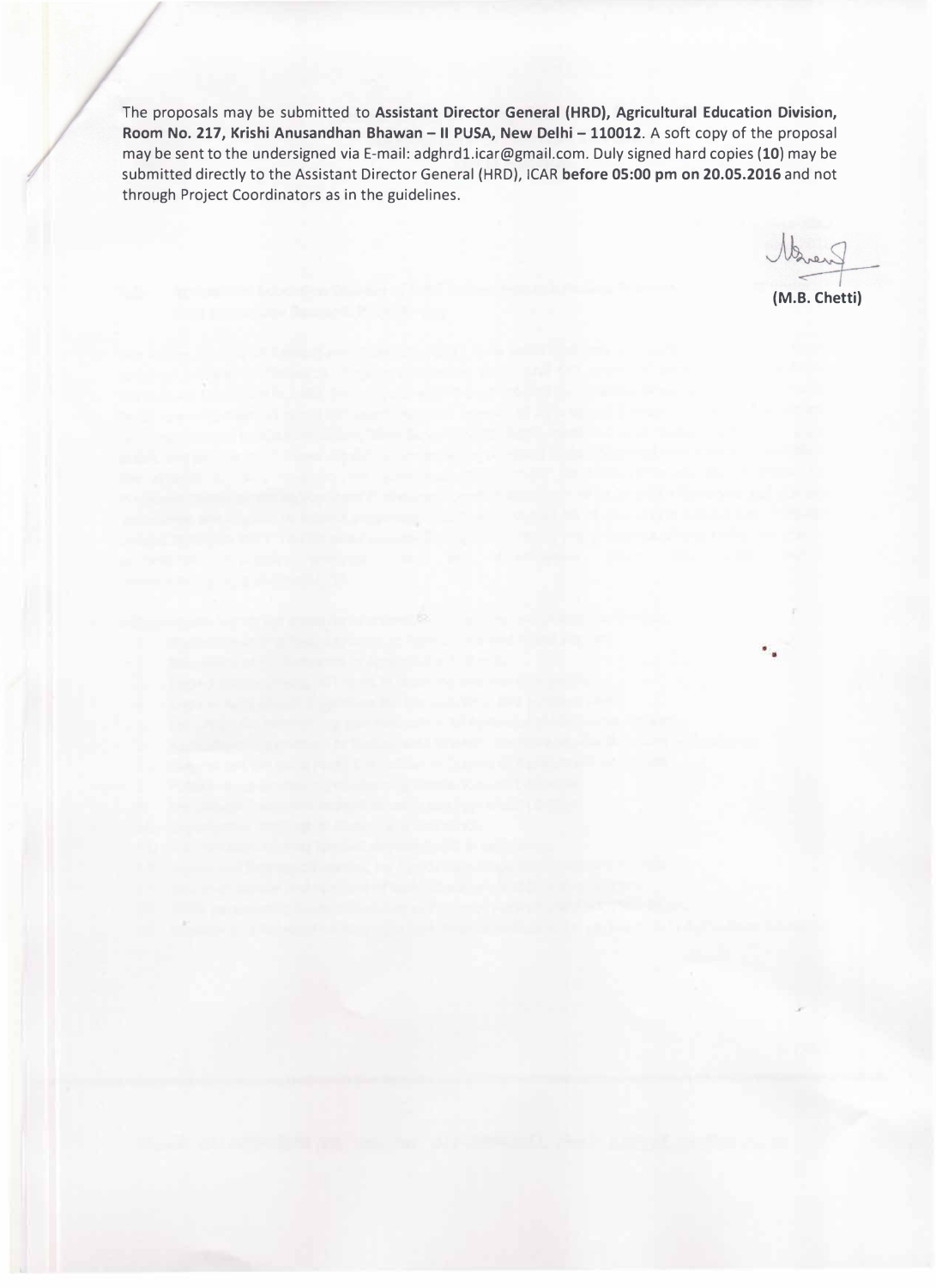The proposals may be submitted to **Assistant Director General (HRD), Agricultural Education Division, Room No. 217, Krishi Anusandhan Bhawan – II PUSA, New Delhi – 110012**. A soft copy of the proposal may be sent to the undersigned via E-mail: adghrd1.icar@gmail.com. Duly signed hard copies **(10)** may be submitted directly to the Assistant Director General (HRD), ICAR **before 05:00 pm on 20.05.2016** and not through Project Coordinators as in the guidelines.

**(M.B. Chetti)**